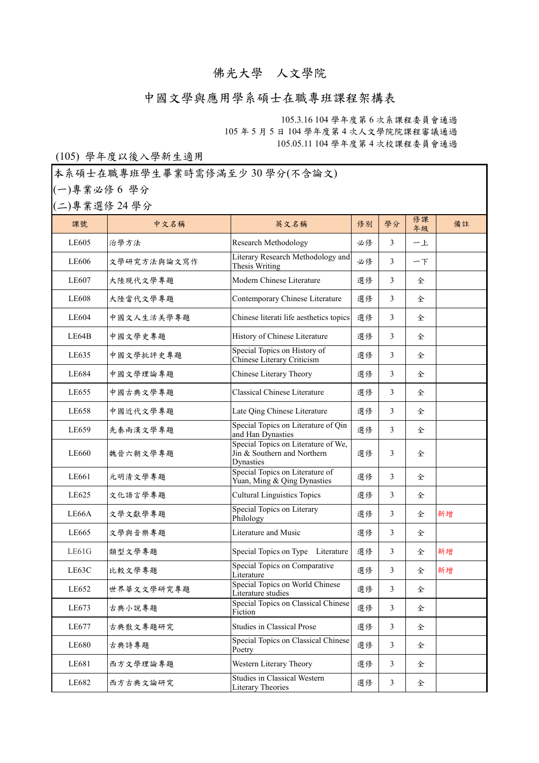# 佛光大學　人文學院

## 中國文學與應用學系碩士在職專班課程架構表

105.3.16 104 學年度第 6 次系課程委員會通過
105 年 5 月 5 日 104 學年度第 4 次人文學院院課程審議通過
105.05.11 104 學年度第 4 次校課程委員會通過

(105) 學年度以後入學新生適用

本系碩士在職專班學生畢業時需修滿至少 30 學分(不含論文)
(一)專業必修 6 學分
(二)專業選修 24 學分

| 課號 | 中文名稱 | 英文名稱 | 修別 | 學分 | 修課年級 | 備註 |
|---|---|---|---|---|---|---|
| LE605 | 治學方法 | Research Methodology | 必修 | 3 | 一上 | |
| LE606 | 文學研究方法與論文寫作 | Literary Research Methodology and Thesis Writing | 必修 | 3 | 一下 | |
| LE607 | 大陸現代文學專題 | Modern Chinese Literature | 選修 | 3 | 全 | |
| LE608 | 大陸當代文學專題 | Contemporary Chinese Literature | 選修 | 3 | 全 | |
| LE604 | 中國文人生活美學專題 | Chinese literati life aesthetics topics | 選修 | 3 | 全 | |
| LE64B | 中國文學史專題 | History of Chinese Literature | 選修 | 3 | 全 | |
| LE635 | 中國文學批評史專題 | Special Topics on History of Chinese Literary Criticism | 選修 | 3 | 全 | |
| LE684 | 中國文學理論專題 | Chinese Literary Theory | 選修 | 3 | 全 | |
| LE655 | 中國古典文學專題 | Classical Chinese Literature | 選修 | 3 | 全 | |
| LE658 | 中國近代文學專題 | Late Qing Chinese Literature | 選修 | 3 | 全 | |
| LE659 | 先秦兩漢文學專題 | Special Topics on Literature of Qin and Han Dynasties | 選修 | 3 | 全 | |
| LE660 | 魏晉六朝文學專題 | Special Topics on Literature of We, Jin & Southern and Northern Dynasties | 選修 | 3 | 全 | |
| LE661 | 元明清文學專題 | Special Topics on Literature of Yuan, Ming & Qing Dynasties | 選修 | 3 | 全 | |
| LE625 | 文化語言學專題 | Cultural Linguistics Topics | 選修 | 3 | 全 | |
| LE66A | 文學文獻學專題 | Special Topics on Literary Philology | 選修 | 3 | 全 | 新增 |
| LE665 | 文學與音樂專題 | Literature and Music | 選修 | 3 | 全 | |
| LE61G | 類型文學專題 | Special Topics on Type　Literature | 選修 | 3 | 全 | 新增 |
| LE63C | 比較文學專題 | Special Topics on Comparative Literature | 選修 | 3 | 全 | 新增 |
| LE652 | 世界華文文學研究專題 | Special Topics on World Chinese Literature studies | 選修 | 3 | 全 | |
| LE673 | 古典小說專題 | Special Topics on Classical Chinese Fiction | 選修 | 3 | 全 | |
| LE677 | 古典散文專題研究 | Studies in Classical Prose | 選修 | 3 | 全 | |
| LE680 | 古典詩專題 | Special Topics on Classical Chinese Poetry | 選修 | 3 | 全 | |
| LE681 | 西方文學理論專題 | Western Literary Theory | 選修 | 3 | 全 | |
| LE682 | 西方古典文論研究 | Studies in Classical Western Literary Theories | 選修 | 3 | 全 | |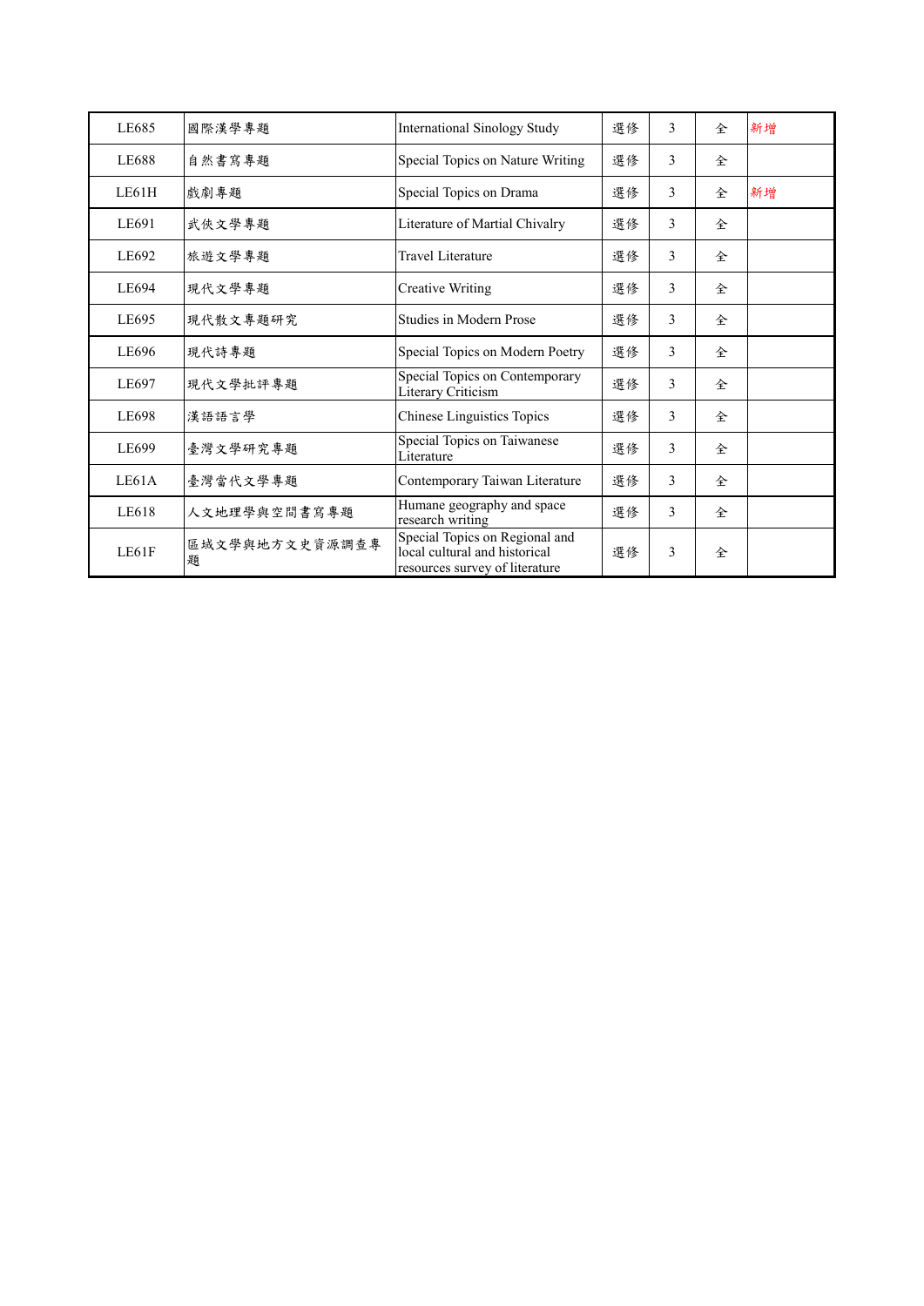| | | | | | | |
|---|---|---|---|---|---|---|
| LE685 | 國際漢學專題 | International Sinology Study | 選修 | 3 | 全 | 新增 |
| LE688 | 自然書寫專題 | Special Topics on Nature Writing | 選修 | 3 | 全 | |
| LE61H | 戲劇專題 | Special Topics on Drama | 選修 | 3 | 全 | 新增 |
| LE691 | 武俠文學專題 | Literature of Martial Chivalry | 選修 | 3 | 全 | |
| LE692 | 旅遊文學專題 | Travel Literature | 選修 | 3 | 全 | |
| LE694 | 現代文學專題 | Creative Writing | 選修 | 3 | 全 | |
| LE695 | 現代散文專題研究 | Studies in Modern Prose | 選修 | 3 | 全 | |
| LE696 | 現代詩專題 | Special Topics on Modern Poetry | 選修 | 3 | 全 | |
| LE697 | 現代文學批評專題 | Special Topics on Contemporary Literary Criticism | 選修 | 3 | 全 | |
| LE698 | 漢語語言學 | Chinese Linguistics Topics | 選修 | 3 | 全 | |
| LE699 | 臺灣文學研究專題 | Special Topics on Taiwanese Literature | 選修 | 3 | 全 | |
| LE61A | 臺灣當代文學專題 | Contemporary Taiwan Literature | 選修 | 3 | 全 | |
| LE618 | 人文地理學與空間書寫專題 | Humane geography and space research writing | 選修 | 3 | 全 | |
| LE61F | 區域文學與地方文史資源調查專題 | Special Topics on Regional and local cultural and historical resources survey of literature | 選修 | 3 | 全 | |